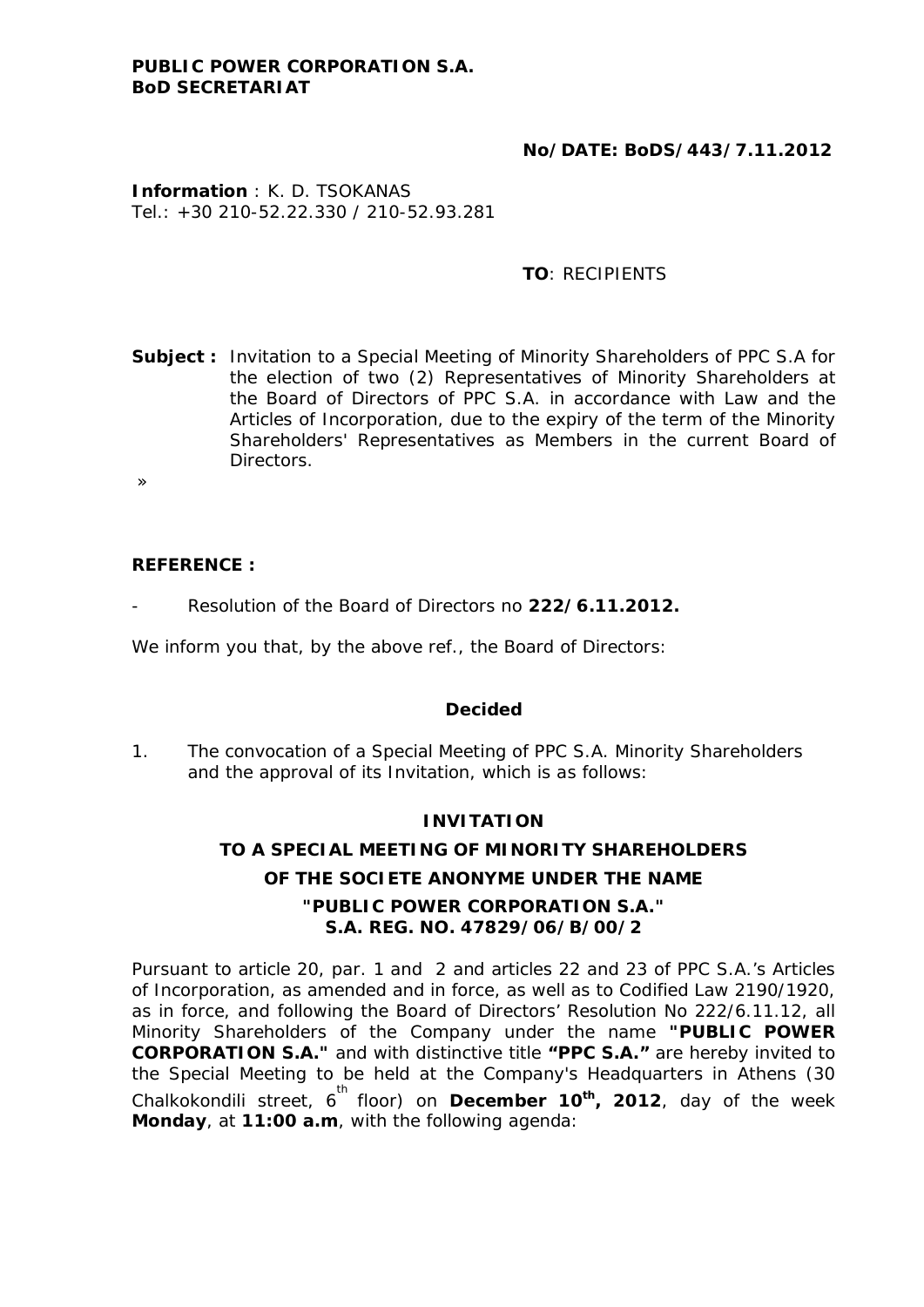**PUBLIC POWER CORPORATION S.A.**
**BoD SECRETARIAT**

**No/DATE: BoDS/443/7.11.2012**

**Information** : K. D. TSOKANAS
Tel.: +30 210-52.22.330 / 210-52.93.281

**TO**: RECIPIENTS

**Subject :** Invitation to a Special Meeting of Minority Shareholders of PPC S.A for the election of two (2) Representatives of Minority Shareholders at the Board of Directors of PPC S.A. in accordance with Law and the Articles of Incorporation, due to the expiry of the term of the Minority Shareholders' Representatives as Members in the current Board of Directors.

»

**REFERENCE :**

- Resolution of the Board of Directors no **222/6.11.2012.**

We inform you that, by the above ref., the Board of Directors:

**Decided**

1. The convocation of a Special Meeting of PPC S.A. Minority Shareholders and the approval of its Invitation, which is as follows:

**INVITATION**

**TO A SPECIAL MEETING OF MINORITY SHAREHOLDERS**

**OF THE SOCIETE ANONYME UNDER THE NAME**

**"PUBLIC POWER CORPORATION S.A."**

**S.A. REG. NO. 47829/06/B/00/2**

Pursuant to article 20, par. 1 and 2 and articles 22 and 23 of PPC S.A.'s Articles of Incorporation, as amended and in force, as well as to Codified Law 2190/1920, as in force, and following the Board of Directors' Resolution No 222/6.11.12, all Minority Shareholders of the Company under the name **"PUBLIC POWER CORPORATION S.A."** and with distinctive title **"PPC S.A."** are hereby invited to the Special Meeting to be held at the Company's Headquarters in Athens (30 Chalkokondili street, 6th floor) on **December 10th, 2012**, day of the week **Monday**, at **11:00 a.m**, with the following agenda: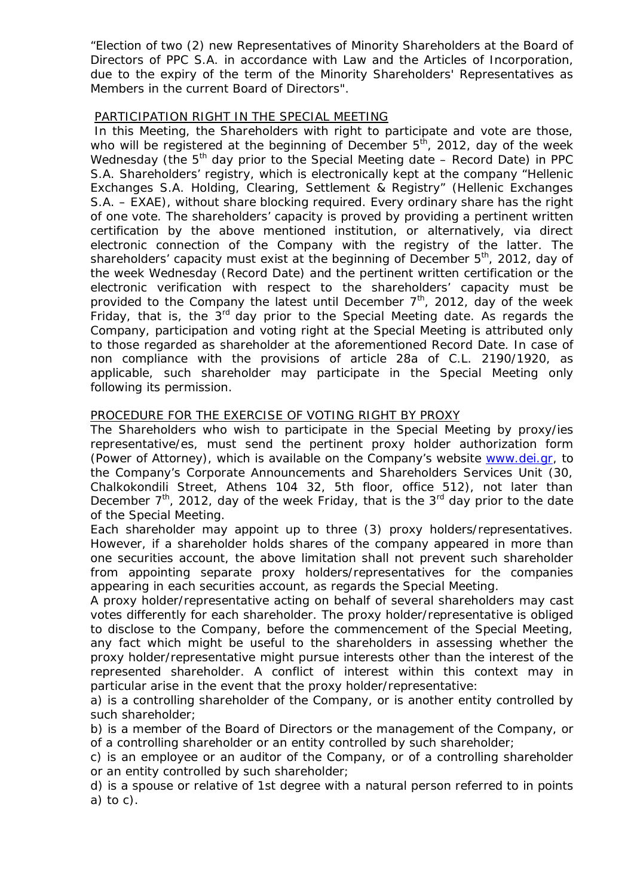“Election of two (2) new Representatives of Minority Shareholders at the Board of Directors of PPC S.A. in accordance with Law and the Articles of Incorporation, due to the expiry of the term of the Minority Shareholders' Representatives as Members in the current Board of Directors".

PARTICIPATION RIGHT IN THE SPECIAL MEETING

In this Meeting, the Shareholders with right to participate and vote are those, who will be registered at the beginning of December 5th, 2012, day of the week Wednesday (the 5th day prior to the Special Meeting date – Record Date) in PPC S.A. Shareholders’ registry, which is electronically kept at the company “Hellenic Exchanges S.A. Holding, Clearing, Settlement & Registry” (Hellenic Exchanges S.A. – EXAE), without share blocking required. Every ordinary share has the right of one vote. The shareholders’ capacity is proved by providing a pertinent written certification by the above mentioned institution, or alternatively, via direct electronic connection of the Company with the registry of the latter. The shareholders’ capacity must exist at the beginning of December 5th, 2012, day of the week Wednesday (Record Date) and the pertinent written certification or the electronic verification with respect to the shareholders’ capacity must be provided to the Company the latest until December 7th, 2012, day of the week Friday, that is, the 3rd day prior to the Special Meeting date. As regards the Company, participation and voting right at the Special Meeting is attributed only to those regarded as shareholder at the aforementioned Record Date. In case of non compliance with the provisions of article 28a of C.L. 2190/1920, as applicable, such shareholder may participate in the Special Meeting only following its permission.

PROCEDURE FOR THE EXERCISE OF VOTING RIGHT BY PROXY

The Shareholders who wish to participate in the Special Meeting by proxy/ies representative/es, must send the pertinent proxy holder authorization form (Power of Attorney), which is available on the Company’s website www.dei.gr, to the Company’s Corporate Announcements and Shareholders Services Unit (30, Chalkokondili Street, Athens 104 32, 5th floor, office 512), not later than December 7th, 2012, day of the week Friday, that is the 3rd day prior to the date of the Special Meeting.

Each shareholder may appoint up to three (3) proxy holders/representatives. However, if a shareholder holds shares of the company appeared in more than one securities account, the above limitation shall not prevent such shareholder from appointing separate proxy holders/representatives for the companies appearing in each securities account, as regards the Special Meeting.

A proxy holder/representative acting on behalf of several shareholders may cast votes differently for each shareholder. The proxy holder/representative is obliged to disclose to the Company, before the commencement of the Special Meeting, any fact which might be useful to the shareholders in assessing whether the proxy holder/representative might pursue interests other than the interest of the represented shareholder. A conflict of interest within this context may in particular arise in the event that the proxy holder/representative:

a) is a controlling shareholder of the Company, or is another entity controlled by such shareholder;

b) is a member of the Board of Directors or the management of the Company, or of a controlling shareholder or an entity controlled by such shareholder;

c) is an employee or an auditor of the Company, or of a controlling shareholder or an entity controlled by such shareholder;

d) is a spouse or relative of 1st degree with a natural person referred to in points a) to c).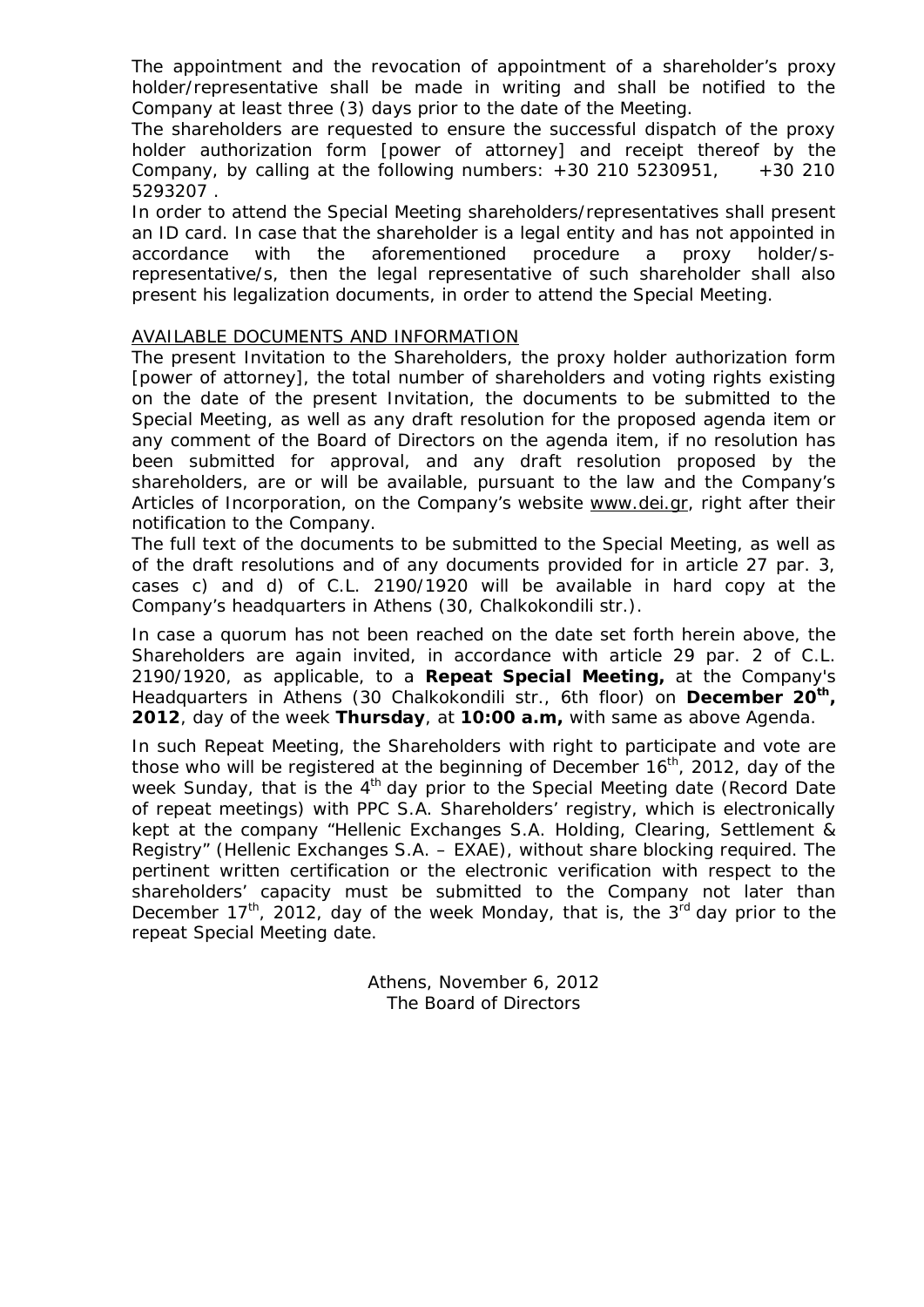The appointment and the revocation of appointment of a shareholder's proxy holder/representative shall be made in writing and shall be notified to the Company at least three (3) days prior to the date of the Meeting.

The shareholders are requested to ensure the successful dispatch of the proxy holder authorization form [power of attorney] and receipt thereof by the Company, by calling at the following numbers: +30 210 5230951, +30 210 5293207 .

In order to attend the Special Meeting shareholders/representatives shall present an ID card. In case that the shareholder is a legal entity and has not appointed in accordance with the aforementioned procedure a proxy holder/s-representative/s, then the legal representative of such shareholder shall also present his legalization documents, in order to attend the Special Meeting.

AVAILABLE DOCUMENTS AND INFORMATION

The present Invitation to the Shareholders, the proxy holder authorization form [power of attorney], the total number of shareholders and voting rights existing on the date of the present Invitation, the documents to be submitted to the Special Meeting, as well as any draft resolution for the proposed agenda item or any comment of the Board of Directors on the agenda item, if no resolution has been submitted for approval, and any draft resolution proposed by the shareholders, are or will be available, pursuant to the law and the Company's Articles of Incorporation, on the Company's website www.dei.gr, right after their notification to the Company.

The full text of the documents to be submitted to the Special Meeting, as well as of the draft resolutions and of any documents provided for in article 27 par. 3, cases c) and d) of C.L. 2190/1920 will be available in hard copy at the Company's headquarters in Athens (30, Chalkokondili str.).

In case a quorum has not been reached on the date set forth herein above, the Shareholders are again invited, in accordance with article 29 par. 2 of C.L. 2190/1920, as applicable, to a **Repeat Special Meeting,** at the Company's Headquarters in Athens (30 Chalkokondili str., 6th floor) on **December 20th, 2012**, day of the week **Thursday**, at **10:00 a.m,** with same as above Agenda.

In such Repeat Meeting, the Shareholders with right to participate and vote are those who will be registered at the beginning of December 16th, 2012, day of the week Sunday, that is the 4th day prior to the Special Meeting date (Record Date of repeat meetings) with PPC S.A. Shareholders' registry, which is electronically kept at the company "Hellenic Exchanges S.A. Holding, Clearing, Settlement & Registry" (Hellenic Exchanges S.A. – EXAE), without share blocking required. The pertinent written certification or the electronic verification with respect to the shareholders' capacity must be submitted to the Company not later than December 17th, 2012, day of the week Monday, that is, the 3rd day prior to the repeat Special Meeting date.

Athens, November 6, 2012
The Board of Directors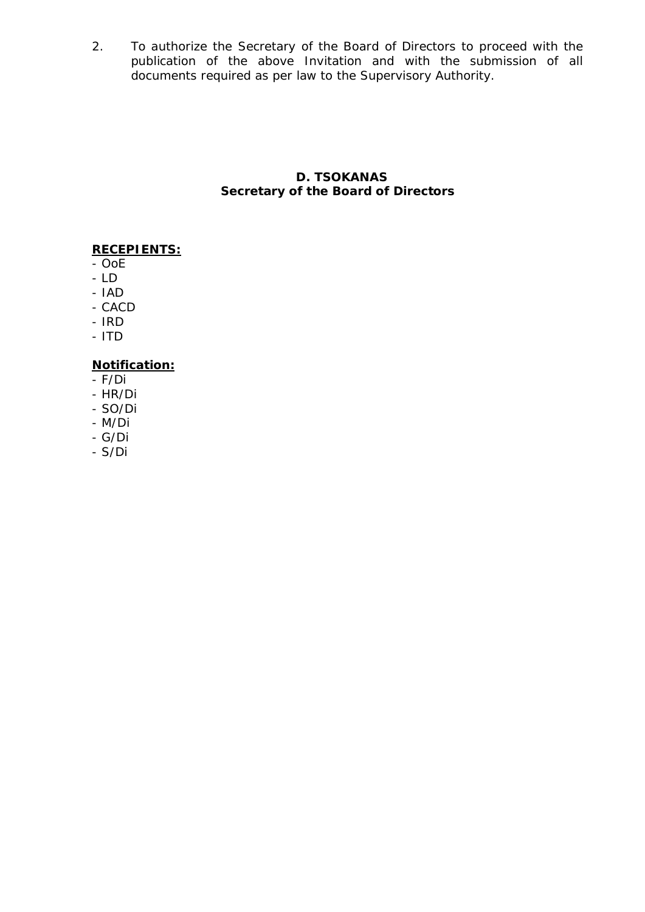2. To authorize the Secretary of the Board of Directors to proceed with the publication of the above Invitation and with the submission of all documents required as per law to the Supervisory Authority.

**D. TSOKANAS**
**Secretary of the Board of Directors**

**RECEPIENTS:**

- OoE
- LD
- IAD
- CACD
- IRD
- ITD

**Notification:**

- F/Di
- HR/Di
- SO/Di
- M/Di
- G/Di
- S/Di